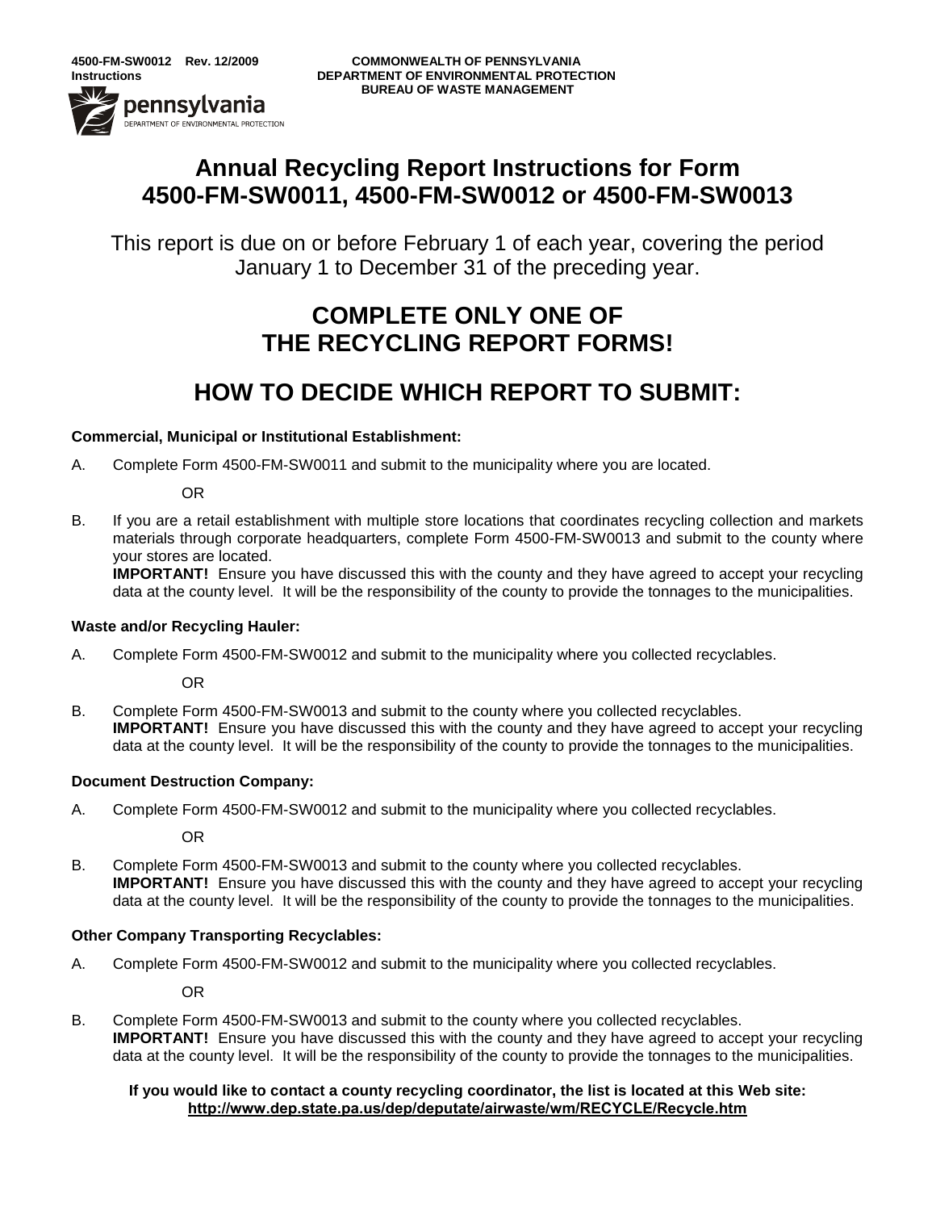4500-FM-SW0012 Rev. 12/2009
Instructions

COMMONWEALTH OF PENNSYLVANIA
DEPARTMENT OF ENVIRONMENTAL PROTECTION
BUREAU OF WASTE MANAGEMENT

# Annual Recycling Report Instructions for Form 4500-FM-SW0011, 4500-FM-SW0012 or 4500-FM-SW0013

This report is due on or before February 1 of each year, covering the period January 1 to December 31 of the preceding year.

## COMPLETE ONLY ONE OF THE RECYCLING REPORT FORMS!

## HOW TO DECIDE WHICH REPORT TO SUBMIT:

**Commercial, Municipal or Institutional Establishment:**

A. Complete Form 4500-FM-SW0011 and submit to the municipality where you are located.

OR

B. If you are a retail establishment with multiple store locations that coordinates recycling collection and markets materials through corporate headquarters, complete Form 4500-FM-SW0013 and submit to the county where your stores are located.
**IMPORTANT!** Ensure you have discussed this with the county and they have agreed to accept your recycling data at the county level. It will be the responsibility of the county to provide the tonnages to the municipalities.

**Waste and/or Recycling Hauler:**

A. Complete Form 4500-FM-SW0012 and submit to the municipality where you collected recyclables.

OR

B. Complete Form 4500-FM-SW0013 and submit to the county where you collected recyclables.
**IMPORTANT!** Ensure you have discussed this with the county and they have agreed to accept your recycling data at the county level. It will be the responsibility of the county to provide the tonnages to the municipalities.

**Document Destruction Company:**

A. Complete Form 4500-FM-SW0012 and submit to the municipality where you collected recyclables.

OR

B. Complete Form 4500-FM-SW0013 and submit to the county where you collected recyclables.
**IMPORTANT!** Ensure you have discussed this with the county and they have agreed to accept your recycling data at the county level. It will be the responsibility of the county to provide the tonnages to the municipalities.

**Other Company Transporting Recyclables:**

A. Complete Form 4500-FM-SW0012 and submit to the municipality where you collected recyclables.

OR

B. Complete Form 4500-FM-SW0013 and submit to the county where you collected recyclables.
**IMPORTANT!** Ensure you have discussed this with the county and they have agreed to accept your recycling data at the county level. It will be the responsibility of the county to provide the tonnages to the municipalities.

**If you would like to contact a county recycling coordinator, the list is located at this Web site:**
**http://www.dep.state.pa.us/dep/deputate/airwaste/wm/RECYCLE/Recycle.htm**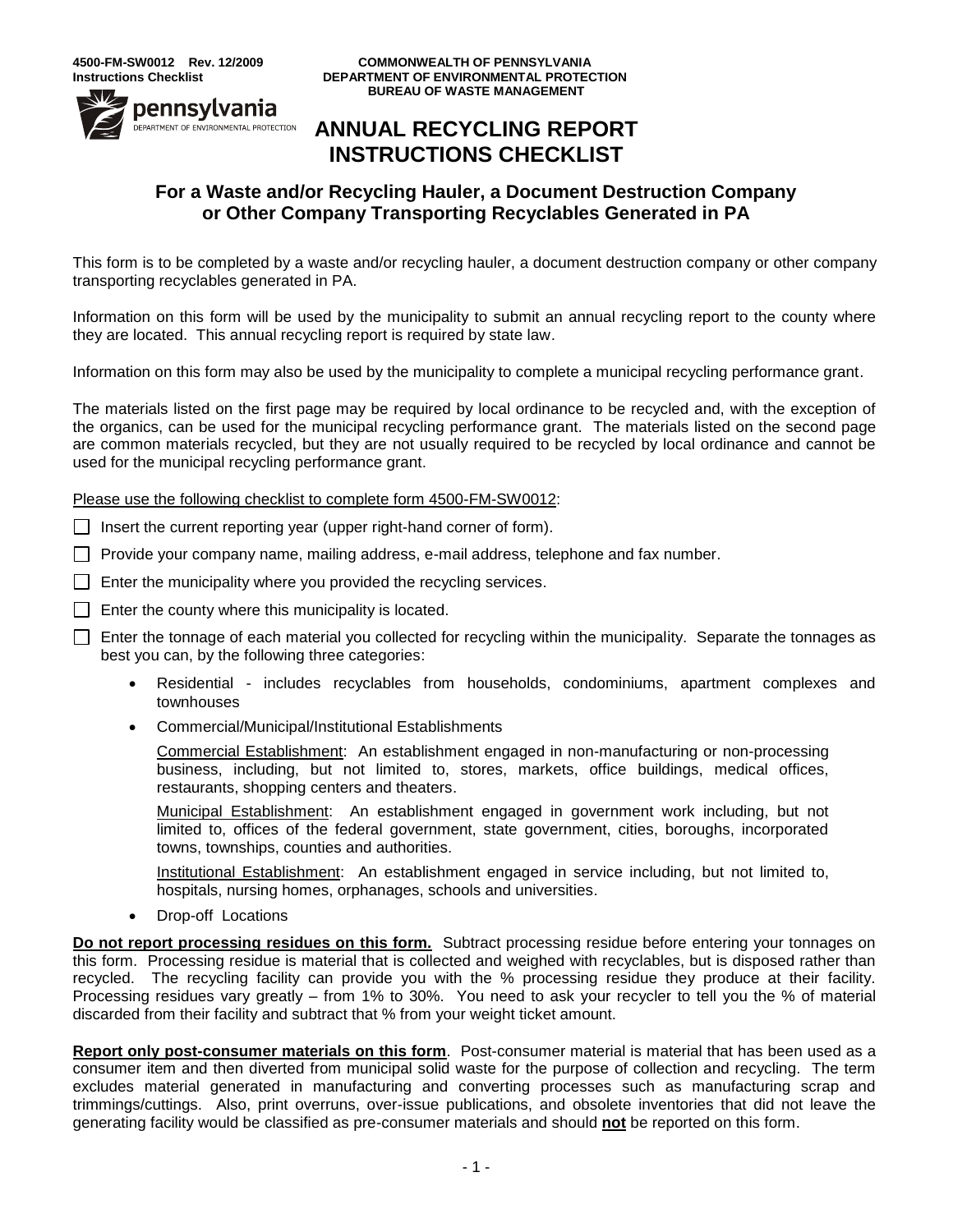4500-FM-SW0012 Rev. 12/2009
Instructions Checklist

COMMONWEALTH OF PENNSYLVANIA
DEPARTMENT OF ENVIRONMENTAL PROTECTION
BUREAU OF WASTE MANAGEMENT

# ANNUAL RECYCLING REPORT INSTRUCTIONS CHECKLIST

## For a Waste and/or Recycling Hauler, a Document Destruction Company or Other Company Transporting Recyclables Generated in PA

This form is to be completed by a waste and/or recycling hauler, a document destruction company or other company transporting recyclables generated in PA.

Information on this form will be used by the municipality to submit an annual recycling report to the county where they are located. This annual recycling report is required by state law.

Information on this form may also be used by the municipality to complete a municipal recycling performance grant.

The materials listed on the first page may be required by local ordinance to be recycled and, with the exception of the organics, can be used for the municipal recycling performance grant. The materials listed on the second page are common materials recycled, but they are not usually required to be recycled by local ordinance and cannot be used for the municipal recycling performance grant.

Please use the following checklist to complete form 4500-FM-SW0012:

- ☐ Insert the current reporting year (upper right-hand corner of form).
- ☐ Provide your company name, mailing address, e-mail address, telephone and fax number.
- ☐ Enter the municipality where you provided the recycling services.
- ☐ Enter the county where this municipality is located.
- ☐ Enter the tonnage of each material you collected for recycling within the municipality. Separate the tonnages as best you can, by the following three categories:
  - Residential - includes recyclables from households, condominiums, apartment complexes and townhouses
  - Commercial/Municipal/Institutional Establishments

    Commercial Establishment: An establishment engaged in non-manufacturing or non-processing business, including, but not limited to, stores, markets, office buildings, medical offices, restaurants, shopping centers and theaters.

    Municipal Establishment: An establishment engaged in government work including, but not limited to, offices of the federal government, state government, cities, boroughs, incorporated towns, townships, counties and authorities.

    Institutional Establishment: An establishment engaged in service including, but not limited to, hospitals, nursing homes, orphanages, schools and universities.
  - Drop-off Locations

**Do not report processing residues on this form.** Subtract processing residue before entering your tonnages on this form. Processing residue is material that is collected and weighed with recyclables, but is disposed rather than recycled. The recycling facility can provide you with the % processing residue they produce at their facility. Processing residues vary greatly – from 1% to 30%. You need to ask your recycler to tell you the % of material discarded from their facility and subtract that % from your weight ticket amount.

**Report only post-consumer materials on this form**. Post-consumer material is material that has been used as a consumer item and then diverted from municipal solid waste for the purpose of collection and recycling. The term excludes material generated in manufacturing and converting processes such as manufacturing scrap and trimmings/cuttings. Also, print overruns, over-issue publications, and obsolete inventories that did not leave the generating facility would be classified as pre-consumer materials and should **not** be reported on this form.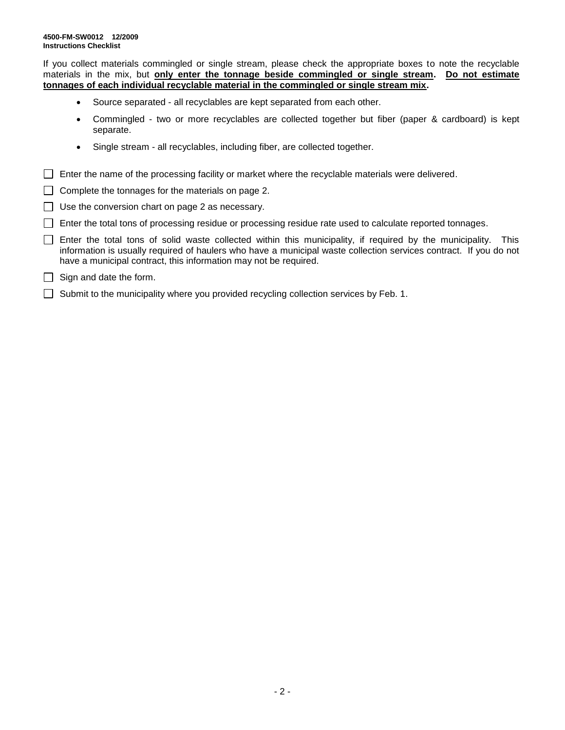**4500-FM-SW0012 12/2009**
**Instructions Checklist**

If you collect materials commingled or single stream, please check the appropriate boxes to note the recyclable materials in the mix, but **only enter the tonnage beside commingled or single stream**. **Do not estimate tonnages of each individual recyclable material in the commingled or single stream mix.**

- Source separated - all recyclables are kept separated from each other.
- Commingled - two or more recyclables are collected together but fiber (paper & cardboard) is kept separate.
- Single stream - all recyclables, including fiber, are collected together.

- [ ] Enter the name of the processing facility or market where the recyclable materials were delivered.
- [ ] Complete the tonnages for the materials on page 2.
- [ ] Use the conversion chart on page 2 as necessary.
- [ ] Enter the total tons of processing residue or processing residue rate used to calculate reported tonnages.
- [ ] Enter the total tons of solid waste collected within this municipality, if required by the municipality. This information is usually required of haulers who have a municipal waste collection services contract. If you do not have a municipal contract, this information may not be required.
- [ ] Sign and date the form.
- [ ] Submit to the municipality where you provided recycling collection services by Feb. 1.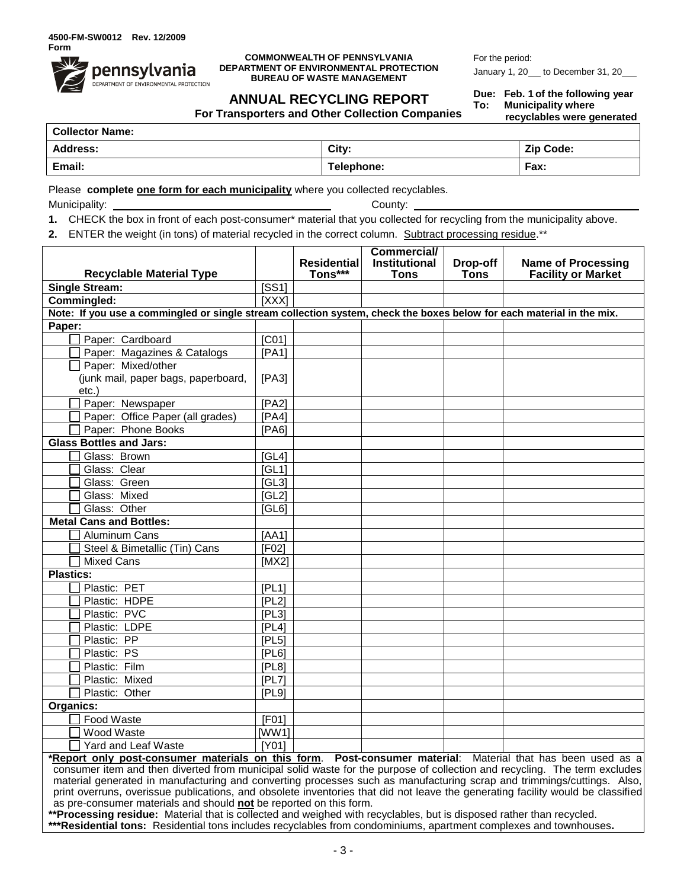4500-FM-SW0012 Rev. 12/2009
Form

**COMMONWEALTH OF PENNSYLVANIA**
**DEPARTMENT OF ENVIRONMENTAL PROTECTION**
**BUREAU OF WASTE MANAGEMENT**

For the period:
January 1, 20___ to December 31, 20___

# ANNUAL RECYCLING REPORT

**For Transporters and Other Collection Companies**

**Due: Feb. 1 of the following year**
**To: Municipality where recyclables were generated**

| **Collector Name:** | | |
|---|---|---|
| **Address:** | **City:** | **Zip Code:** |
| **Email:** | **Telephone:** | **Fax:** |

Please **complete one form for each municipality** where you collected recyclables.

Municipality: ______________________________ County: ______________________________

1. CHECK the box in front of each post-consumer* material that you collected for recycling from the municipality above.
2. ENTER the weight (in tons) of material recycled in the correct column. Subtract processing residue.**

| Recyclable Material Type | | Residential Tons*** | Commercial/ Institutional Tons | Drop-off Tons | Name of Processing Facility or Market |
|---|---|---|---|---|---|
| **Single Stream:** | [SS1] | | | | |
| **Commingled:** | [XXX] | | | | |
| **Note: If you use a commingled or single stream collection system, check the boxes below for each material in the mix.** | | | | | |
| **Paper:** | | | | | |
| ☐ Paper: Cardboard | [C01] | | | | |
| ☐ Paper: Magazines & Catalogs | [PA1] | | | | |
| ☐ Paper: Mixed/other (junk mail, paper bags, paperboard, etc.) | [PA3] | | | | |
| ☐ Paper: Newspaper | [PA2] | | | | |
| ☐ Paper: Office Paper (all grades) | [PA4] | | | | |
| ☐ Paper: Phone Books | [PA6] | | | | |
| **Glass Bottles and Jars:** | | | | | |
| ☐ Glass: Brown | [GL4] | | | | |
| ☐ Glass: Clear | [GL1] | | | | |
| ☐ Glass: Green | [GL3] | | | | |
| ☐ Glass: Mixed | [GL2] | | | | |
| ☐ Glass: Other | [GL6] | | | | |
| **Metal Cans and Bottles:** | | | | | |
| ☐ Aluminum Cans | [AA1] | | | | |
| ☐ Steel & Bimetallic (Tin) Cans | [F02] | | | | |
| ☐ Mixed Cans | [MX2] | | | | |
| **Plastics:** | | | | | |
| ☐ Plastic: PET | [PL1] | | | | |
| ☐ Plastic: HDPE | [PL2] | | | | |
| ☐ Plastic: PVC | [PL3] | | | | |
| ☐ Plastic: LDPE | [PL4] | | | | |
| ☐ Plastic: PP | [PL5] | | | | |
| ☐ Plastic: PS | [PL6] | | | | |
| ☐ Plastic: Film | [PL8] | | | | |
| ☐ Plastic: Mixed | [PL7] | | | | |
| ☐ Plastic: Other | [PL9] | | | | |
| **Organics:** | | | | | |
| ☐ Food Waste | [F01] | | | | |
| ☐ Wood Waste | [WW1] | | | | |
| ☐ Yard and Leaf Waste | [Y01] | | | | |

***Report only post-consumer materials on this form**. **Post-consumer material**: Material that has been used as a consumer item and then diverted from municipal solid waste for the purpose of collection and recycling. The term excludes material generated in manufacturing and converting processes such as manufacturing scrap and trimmings/cuttings. Also, print overruns, overissue publications, and obsolete inventories that did not leave the generating facility would be classified as pre-consumer materials and should **not** be reported on this form.

****Processing residue:** Material that is collected and weighed with recyclables, but is disposed rather than recycled.

*****Residential tons:** Residential tons includes recyclables from condominiums, apartment complexes and townhouses**.**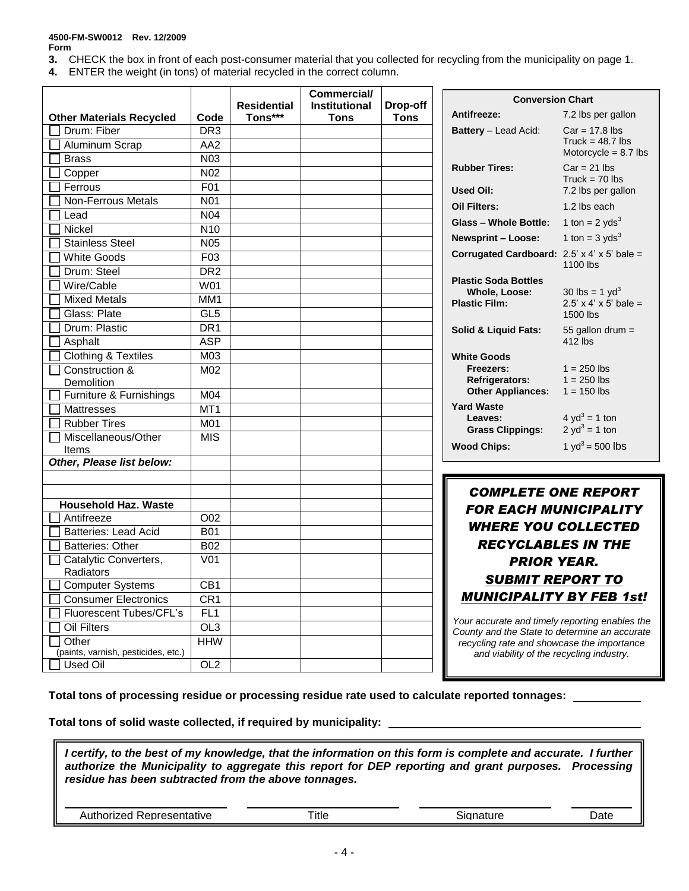4500-FM-SW0012 Rev. 12/2009
Form

3. CHECK the box in front of each post-consumer material that you collected for recycling from the municipality on page 1.
4. ENTER the weight (in tons) of material recycled in the correct column.

| Other Materials Recycled | Code | Residential Tons*** | Commercial/ Institutional Tons | Drop-off Tons |
|---|---|---|---|---|
| ☐ Drum: Fiber | DR3 | | | |
| ☐ Aluminum Scrap | AA2 | | | |
| ☐ Brass | N03 | | | |
| ☐ Copper | N02 | | | |
| ☐ Ferrous | F01 | | | |
| ☐ Non-Ferrous Metals | N01 | | | |
| ☐ Lead | N04 | | | |
| ☐ Nickel | N10 | | | |
| ☐ Stainless Steel | N05 | | | |
| ☐ White Goods | F03 | | | |
| ☐ Drum: Steel | DR2 | | | |
| ☐ Wire/Cable | W01 | | | |
| ☐ Mixed Metals | MM1 | | | |
| ☐ Glass: Plate | GL5 | | | |
| ☐ Drum: Plastic | DR1 | | | |
| ☐ Asphalt | ASP | | | |
| ☐ Clothing & Textiles | M03 | | | |
| ☐ Construction & Demolition | M02 | | | |
| ☐ Furniture & Furnishings | M04 | | | |
| ☐ Mattresses | MT1 | | | |
| ☐ Rubber Tires | M01 | | | |
| ☐ Miscellaneous/Other Items | MIS | | | |
| ***Other, Please list below:*** | | | | |
| | | | | |
| | | | | |
| **Household Haz. Waste** | | | | |
| ☐ Antifreeze | O02 | | | |
| ☐ Batteries: Lead Acid | B01 | | | |
| ☐ Batteries: Other | B02 | | | |
| ☐ Catalytic Converters, Radiators | V01 | | | |
| ☐ Computer Systems | CB1 | | | |
| ☐ Consumer Electronics | CR1 | | | |
| ☐ Fluorescent Tubes/CFL's | FL1 | | | |
| ☐ Oil Filters | OL3 | | | |
| ☐ Other (paints, varnish, pesticides, etc.) | HHW | | | |
| ☐ Used Oil | OL2 | | | |

| Conversion Chart | |
|---|---|
| **Antifreeze:** | 7.2 lbs per gallon |
| **Battery** – Lead Acid: | Car = 17.8 lbs<br>Truck = 48.7 lbs<br>Motorcycle = 8.7 lbs |
| **Rubber Tires:** | Car = 21 lbs<br>Truck = 70 lbs |
| **Used Oil:** | 7.2 lbs per gallon |
| **Oil Filters:** | 1.2 lbs each |
| **Glass – Whole Bottle:** | 1 ton = 2 yds$^3$ |
| **Newsprint – Loose:** | 1 ton = 3 yds$^3$ |
| **Corrugated Cardboard:** | 2.5' x 4' x 5' bale = 1100 lbs |
| **Plastic Soda Bottles Whole, Loose:** | 30 lbs = 1 yd$^3$ |
| **Plastic Film:** | 2.5' x 4' x 5' bale = 1500 lbs |
| **Solid & Liquid Fats:** | 55 gallon drum = 412 lbs |
| **White Goods** | |
| **Freezers:** | 1 = 250 lbs |
| **Refrigerators:** | 1 = 250 lbs |
| **Other Appliances:** | 1 = 150 lbs |
| **Yard Waste** | |
| **Leaves:** | 4 yd$^3$ = 1 ton |
| **Grass Clippings:** | 2 yd$^3$ = 1 ton |
| **Wood Chips:** | 1 yd$^3$ = 500 lbs |

***COMPLETE ONE REPORT FOR EACH MUNICIPALITY WHERE YOU COLLECTED RECYCLABLES IN THE PRIOR YEAR.***

***SUBMIT REPORT TO MUNICIPALITY BY FEB 1st!***

*Your accurate and timely reporting enables the County and the State to determine an accurate recycling rate and showcase the importance and viability of the recycling industry.*

**Total tons of processing residue or processing residue rate used to calculate reported tonnages:** ____________

**Total tons of solid waste collected, if required by municipality:** ____________________________________________

***I certify, to the best of my knowledge, that the information on this form is complete and accurate. I further authorize the Municipality to aggregate this report for DEP reporting and grant purposes. Processing residue has been subtracted from the above tonnages.***

| Authorized Representative | Title | Signature | Date |
|---|---|---|---|